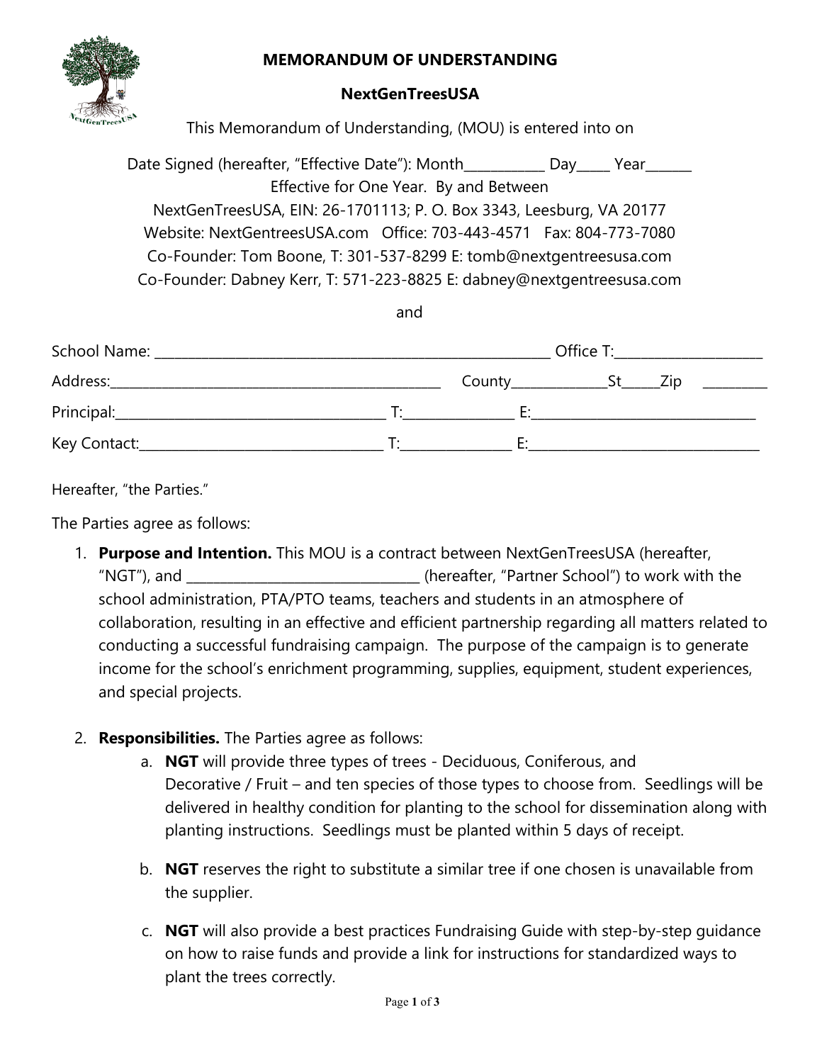# MEMORANDUM OF UNDERSTANDING

## NextGenTreesUSA

This Memorandum of Understanding, (MOU) is entered into on

Date Signed (hereafter, "Effective Date"): Month___________ Day_____ Year_______
Effective for One Year. By and Between
NextGenTreesUSA, EIN: 26-1701113; P. O. Box 3343, Leesburg, VA 20177
Website: NextGentreesUSA.com Office: 703-443-4571 Fax: 804-773-7080
Co-Founder: Tom Boone, T: 301-537-8299 E: tomb@nextgentreesusa.com
Co-Founder: Dabney Kerr, T: 571-223-8825 E: dabney@nextgentreesusa.com

and

School Name: ___________________________________________________________ Office T:_____________________

Address:___________________________________________________ County______________St______Zip __________

Principal:________________________________________ T:________________ E:_________________________________

Key Contact:____________________________________ T:________________ E:__________________________________

Hereafter, "the Parties."

The Parties agree as follows:

1. **Purpose and Intention.** This MOU is a contract between NextGenTreesUSA (hereafter, "NGT"), and __________________________________ (hereafter, "Partner School") to work with the school administration, PTA/PTO teams, teachers and students in an atmosphere of collaboration, resulting in an effective and efficient partnership regarding all matters related to conducting a successful fundraising campaign. The purpose of the campaign is to generate income for the school's enrichment programming, supplies, equipment, student experiences, and special projects.

2. **Responsibilities.** The Parties agree as follows:
   a. **NGT** will provide three types of trees - Deciduous, Coniferous, and Decorative / Fruit – and ten species of those types to choose from. Seedlings will be delivered in healthy condition for planting to the school for dissemination along with planting instructions. Seedlings must be planted within 5 days of receipt.

   b. **NGT** reserves the right to substitute a similar tree if one chosen is unavailable from the supplier.

   c. **NGT** will also provide a best practices Fundraising Guide with step-by-step guidance on how to raise funds and provide a link for instructions for standardized ways to plant the trees correctly.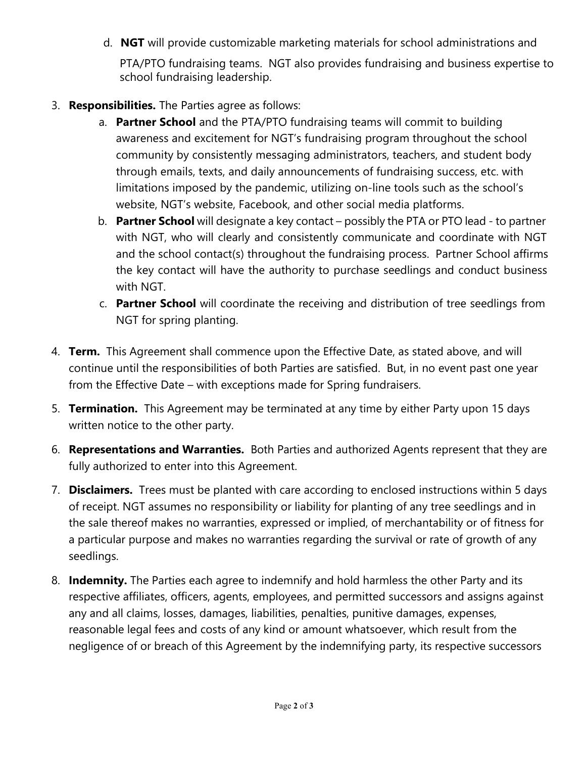d. **NGT** will provide customizable marketing materials for school administrations and PTA/PTO fundraising teams. NGT also provides fundraising and business expertise to school fundraising leadership.

3. **Responsibilities.** The Parties agree as follows:
   a. **Partner School** and the PTA/PTO fundraising teams will commit to building awareness and excitement for NGT's fundraising program throughout the school community by consistently messaging administrators, teachers, and student body through emails, texts, and daily announcements of fundraising success, etc. with limitations imposed by the pandemic, utilizing on-line tools such as the school's website, NGT's website, Facebook, and other social media platforms.
   b. **Partner School** will designate a key contact – possibly the PTA or PTO lead - to partner with NGT, who will clearly and consistently communicate and coordinate with NGT and the school contact(s) throughout the fundraising process. Partner School affirms the key contact will have the authority to purchase seedlings and conduct business with NGT.
   c. **Partner School** will coordinate the receiving and distribution of tree seedlings from NGT for spring planting.

4. **Term.** This Agreement shall commence upon the Effective Date, as stated above, and will continue until the responsibilities of both Parties are satisfied. But, in no event past one year from the Effective Date – with exceptions made for Spring fundraisers.

5. **Termination.** This Agreement may be terminated at any time by either Party upon 15 days written notice to the other party.

6. **Representations and Warranties.** Both Parties and authorized Agents represent that they are fully authorized to enter into this Agreement.

7. **Disclaimers.** Trees must be planted with care according to enclosed instructions within 5 days of receipt. NGT assumes no responsibility or liability for planting of any tree seedlings and in the sale thereof makes no warranties, expressed or implied, of merchantability or of fitness for a particular purpose and makes no warranties regarding the survival or rate of growth of any seedlings.

8. **Indemnity.** The Parties each agree to indemnify and hold harmless the other Party and its respective affiliates, officers, agents, employees, and permitted successors and assigns against any and all claims, losses, damages, liabilities, penalties, punitive damages, expenses, reasonable legal fees and costs of any kind or amount whatsoever, which result from the negligence of or breach of this Agreement by the indemnifying party, its respective successors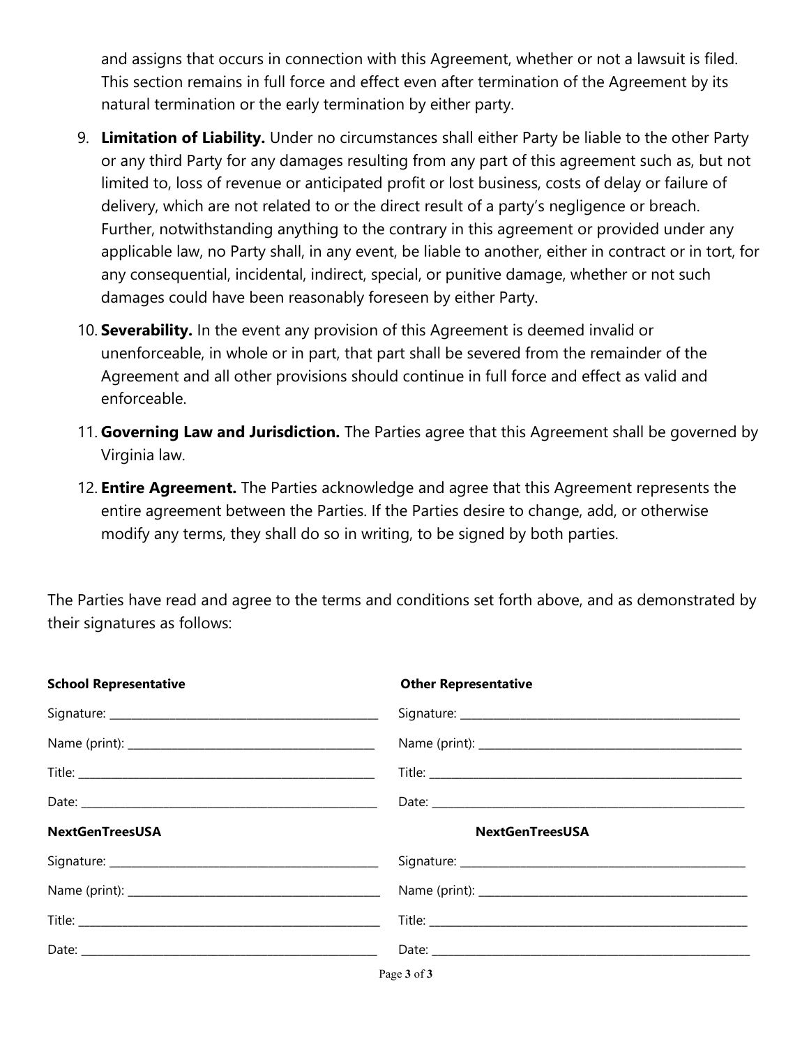and assigns that occurs in connection with this Agreement, whether or not a lawsuit is filed. This section remains in full force and effect even after termination of the Agreement by its natural termination or the early termination by either party.

9. **Limitation of Liability.** Under no circumstances shall either Party be liable to the other Party or any third Party for any damages resulting from any part of this agreement such as, but not limited to, loss of revenue or anticipated profit or lost business, costs of delay or failure of delivery, which are not related to or the direct result of a party's negligence or breach. Further, notwithstanding anything to the contrary in this agreement or provided under any applicable law, no Party shall, in any event, be liable to another, either in contract or in tort, for any consequential, incidental, indirect, special, or punitive damage, whether or not such damages could have been reasonably foreseen by either Party.
10. **Severability.** In the event any provision of this Agreement is deemed invalid or unenforceable, in whole or in part, that part shall be severed from the remainder of the Agreement and all other provisions should continue in full force and effect as valid and enforceable.
11. **Governing Law and Jurisdiction.** The Parties agree that this Agreement shall be governed by Virginia law.
12. **Entire Agreement.** The Parties acknowledge and agree that this Agreement represents the entire agreement between the Parties. If the Parties desire to change, add, or otherwise modify any terms, they shall do so in writing, to be signed by both parties.

The Parties have read and agree to the terms and conditions set forth above, and as demonstrated by their signatures as follows:

| | |
|---|---|
| **School Representative** | **Other Representative** |
| Signature: ______________________ | Signature: ______________________ |
| Name (print): ______________________ | Name (print): ______________________ |
| Title: ______________________ | Title: ______________________ |
| Date: ______________________ | Date: ______________________ |
| **NextGenTreesUSA** | **NextGenTreesUSA** |
| Signature: ______________________ | Signature: ______________________ |
| Name (print): ______________________ | Name (print): ______________________ |
| Title: ______________________ | Title: ______________________ |
| Date: ______________________ | Date: ______________________ |